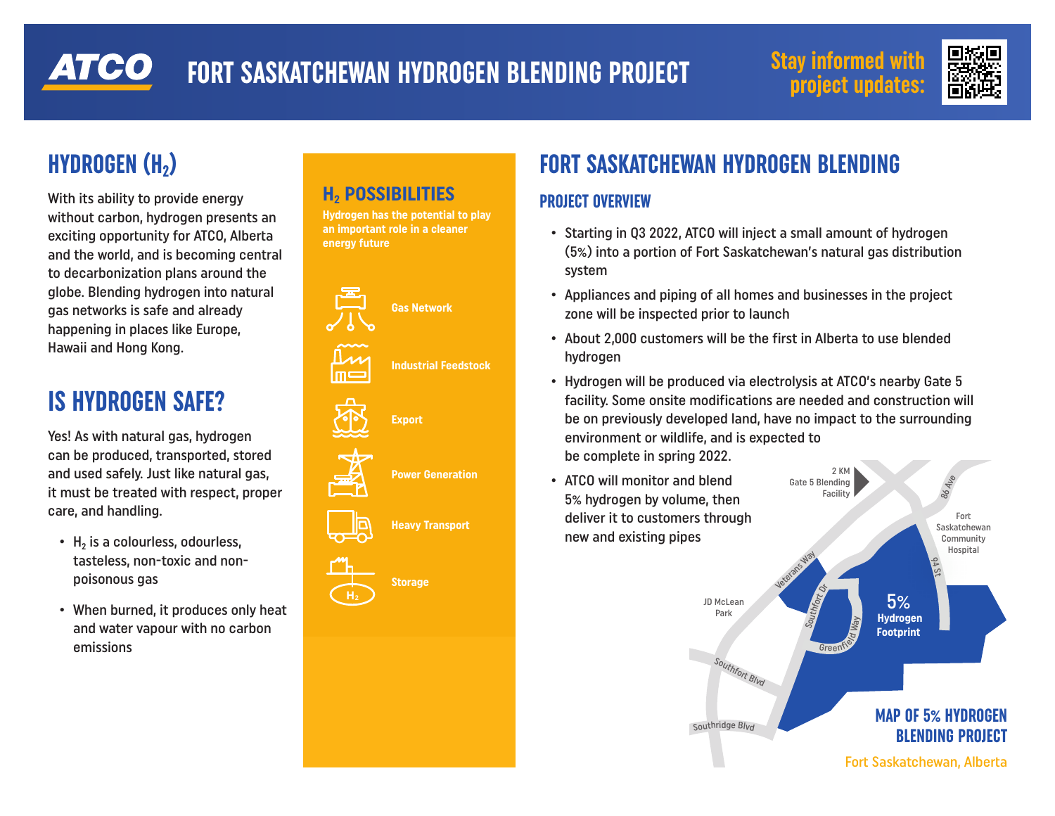# FORT SASKATCHEWAN HYDROGEN BLENDING PROJECT

Stay informed with project updates:

## HYDROGEN ($H_2$)

With its ability to provide energy without carbon, hydrogen presents an exciting opportunity for ATCO, Alberta and the world, and is becoming central to decarbonization plans around the globe. Blending hydrogen into natural gas networks is safe and already happening in places like Europe, Hawaii and Hong Kong.

## IS HYDROGEN SAFE?

Yes! As with natural gas, hydrogen can be produced, transported, stored and used safely. Just like natural gas, it must be treated with respect, proper care, and handling.

- $H_2$ is a colourless, odourless, tasteless, non-toxic and non-poisonous gas
- When burned, it produces only heat and water vapour with no carbon emissions

## $H_2$ POSSIBILITIES

**Hydrogen has the potential to play an important role in a cleaner energy future**

- Gas Network
- Industrial Feedstock
- Export
- Power Generation
- Heavy Transport
- Storage

## FORT SASKATCHEWAN HYDROGEN BLENDING

### PROJECT OVERVIEW

- Starting in Q3 2022, ATCO will inject a small amount of hydrogen (5%) into a portion of Fort Saskatchewan's natural gas distribution system
- Appliances and piping of all homes and businesses in the project zone will be inspected prior to launch
- About 2,000 customers will be the first in Alberta to use blended hydrogen
- Hydrogen will be produced via electrolysis at ATCO's nearby Gate 5 facility. Some onsite modifications are needed and construction will be on previously developed land, have no impact to the surrounding environment or wildlife, and is expected to be complete in spring 2022.
- ATCO will monitor and blend 5% hydrogen by volume, then deliver it to customers through new and existing pipes

**MAP OF 5% HYDROGEN BLENDING PROJECT**

Fort Saskatchewan, Alberta

Map labels: 2 KM Gate 5 Blending Facility; 86 Ave; Fort Saskatchewan Community Hospital; 94 St; Veterans Way; Southfort Dr; Greenfield Way; 5% Hydrogen Footprint; JD McLean Park; Southfort Blvd; Southridge Blvd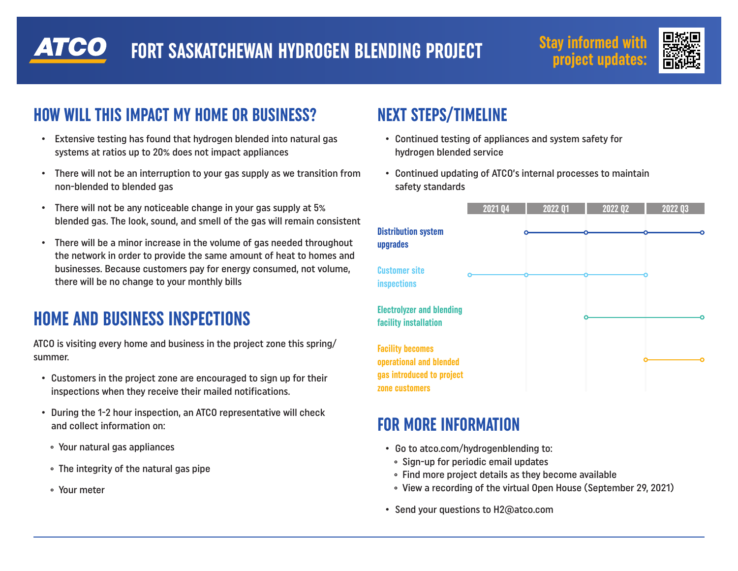# FORT SASKATCHEWAN HYDROGEN BLENDING PROJECT

Stay informed with project updates:

## HOW WILL THIS IMPACT MY HOME OR BUSINESS?

- Extensive testing has found that hydrogen blended into natural gas systems at ratios up to 20% does not impact appliances
- There will not be an interruption to your gas supply as we transition from non-blended to blended gas
- There will not be any noticeable change in your gas supply at 5% blended gas. The look, sound, and smell of the gas will remain consistent
- There will be a minor increase in the volume of gas needed throughout the network in order to provide the same amount of heat to homes and businesses. Because customers pay for energy consumed, not volume, there will be no change to your monthly bills

## HOME AND BUSINESS INSPECTIONS

ATCO is visiting every home and business in the project zone this spring/summer.

- Customers in the project zone are encouraged to sign up for their inspections when they receive their mailed notifications.
- During the 1-2 hour inspection, an ATCO representative will check and collect information on:
  - Your natural gas appliances
  - The integrity of the natural gas pipe
  - Your meter

## NEXT STEPS/TIMELINE

- Continued testing of appliances and system safety for hydrogen blended service
- Continued updating of ATCO's internal processes to maintain safety standards

2021 Q4
2022 Q1
2022 Q2
2022 Q3

Distribution system upgrades

Customer site inspections

Electrolyzer and blending facility installation

Facility becomes operational and blended gas introduced to project zone customers

## FOR MORE INFORMATION

- Go to atco.com/hydrogenblending to:
  - Sign-up for periodic email updates
  - Find more project details as they become available
  - View a recording of the virtual Open House (September 29, 2021)
- Send your questions to H2@atco.com